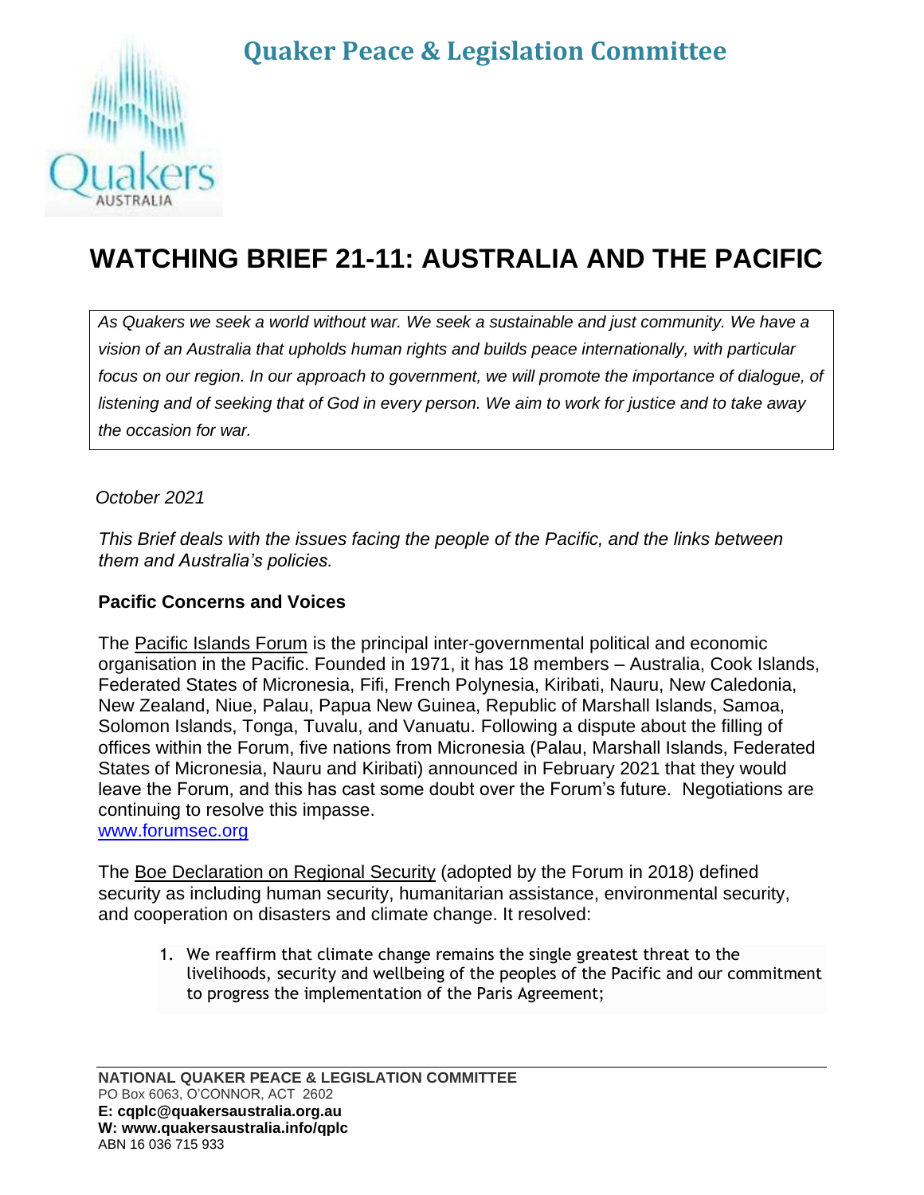# Quaker Peace & Legislation Committee

# WATCHING BRIEF 21-11: AUSTRALIA AND THE PACIFIC

*As Quakers we seek a world without war. We seek a sustainable and just community. We have a vision of an Australia that upholds human rights and builds peace internationally, with particular focus on our region. In our approach to government, we will promote the importance of dialogue, of listening and of seeking that of God in every person. We aim to work for justice and to take away the occasion for war.*

*October 2021*

*This Brief deals with the issues facing the people of the Pacific, and the links between them and Australia's policies.*

### Pacific Concerns and Voices

The Pacific Islands Forum is the principal inter-governmental political and economic organisation in the Pacific. Founded in 1971, it has 18 members – Australia, Cook Islands, Federated States of Micronesia, Fifi, French Polynesia, Kiribati, Nauru, New Caledonia, New Zealand, Niue, Palau, Papua New Guinea, Republic of Marshall Islands, Samoa, Solomon Islands, Tonga, Tuvalu, and Vanuatu. Following a dispute about the filling of offices within the Forum, five nations from Micronesia (Palau, Marshall Islands, Federated States of Micronesia, Nauru and Kiribati) announced in February 2021 that they would leave the Forum, and this has cast some doubt over the Forum's future. Negotiations are continuing to resolve this impasse.
www.forumsec.org

The Boe Declaration on Regional Security (adopted by the Forum in 2018) defined security as including human security, humanitarian assistance, environmental security, and cooperation on disasters and climate change. It resolved:

1. We reaffirm that climate change remains the single greatest threat to the livelihoods, security and wellbeing of the peoples of the Pacific and our commitment to progress the implementation of the Paris Agreement;

**NATIONAL QUAKER PEACE & LEGISLATION COMMITTEE**
PO Box 6063, O'CONNOR, ACT 2602
**E: cqplc@quakersaustralia.org.au**
**W: www.quakersaustralia.info/qplc**
ABN 16 036 715 933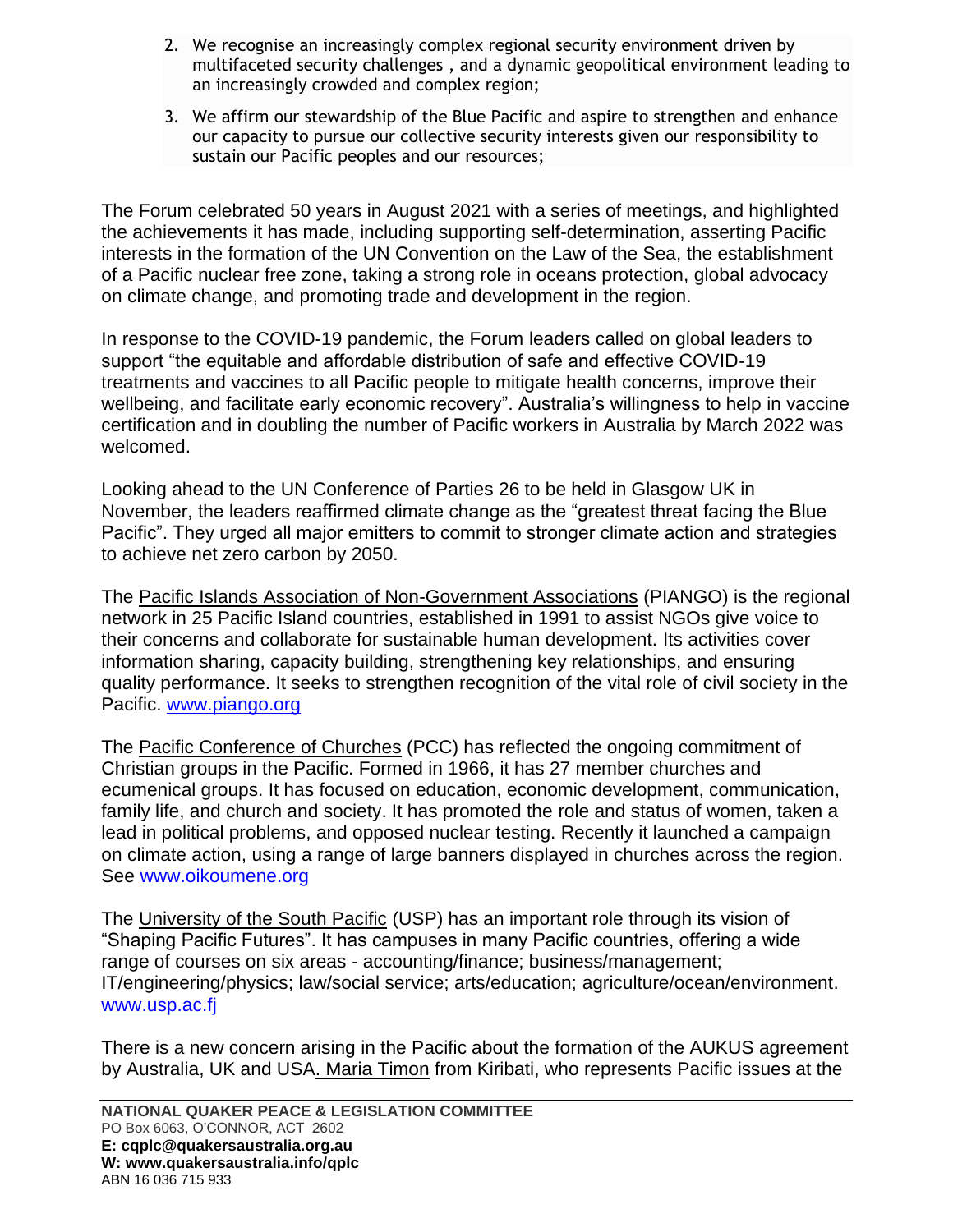2. We recognise an increasingly complex regional security environment driven by multifaceted security challenges , and a dynamic geopolitical environment leading to an increasingly crowded and complex region;
3. We affirm our stewardship of the Blue Pacific and aspire to strengthen and enhance our capacity to pursue our collective security interests given our responsibility to sustain our Pacific peoples and our resources;

The Forum celebrated 50 years in August 2021 with a series of meetings, and highlighted the achievements it has made, including supporting self-determination, asserting Pacific interests in the formation of the UN Convention on the Law of the Sea, the establishment of a Pacific nuclear free zone, taking a strong role in oceans protection, global advocacy on climate change, and promoting trade and development in the region.

In response to the COVID-19 pandemic, the Forum leaders called on global leaders to support "the equitable and affordable distribution of safe and effective COVID-19 treatments and vaccines to all Pacific people to mitigate health concerns, improve their wellbeing, and facilitate early economic recovery". Australia's willingness to help in vaccine certification and in doubling the number of Pacific workers in Australia by March 2022 was welcomed.

Looking ahead to the UN Conference of Parties 26 to be held in Glasgow UK in November, the leaders reaffirmed climate change as the "greatest threat facing the Blue Pacific". They urged all major emitters to commit to stronger climate action and strategies to achieve net zero carbon by 2050.

The Pacific Islands Association of Non-Government Associations (PIANGO) is the regional network in 25 Pacific Island countries, established in 1991 to assist NGOs give voice to their concerns and collaborate for sustainable human development. Its activities cover information sharing, capacity building, strengthening key relationships, and ensuring quality performance. It seeks to strengthen recognition of the vital role of civil society in the Pacific. www.piango.org

The Pacific Conference of Churches (PCC) has reflected the ongoing commitment of Christian groups in the Pacific. Formed in 1966, it has 27 member churches and ecumenical groups. It has focused on education, economic development, communication, family life, and church and society. It has promoted the role and status of women, taken a lead in political problems, and opposed nuclear testing. Recently it launched a campaign on climate action, using a range of large banners displayed in churches across the region. See www.oikoumene.org

The University of the South Pacific (USP) has an important role through its vision of "Shaping Pacific Futures". It has campuses in many Pacific countries, offering a wide range of courses on six areas - accounting/finance; business/management; IT/engineering/physics; law/social service; arts/education; agriculture/ocean/environment. www.usp.ac.fj

There is a new concern arising in the Pacific about the formation of the AUKUS agreement by Australia, UK and USA. Maria Timon from Kiribati, who represents Pacific issues at the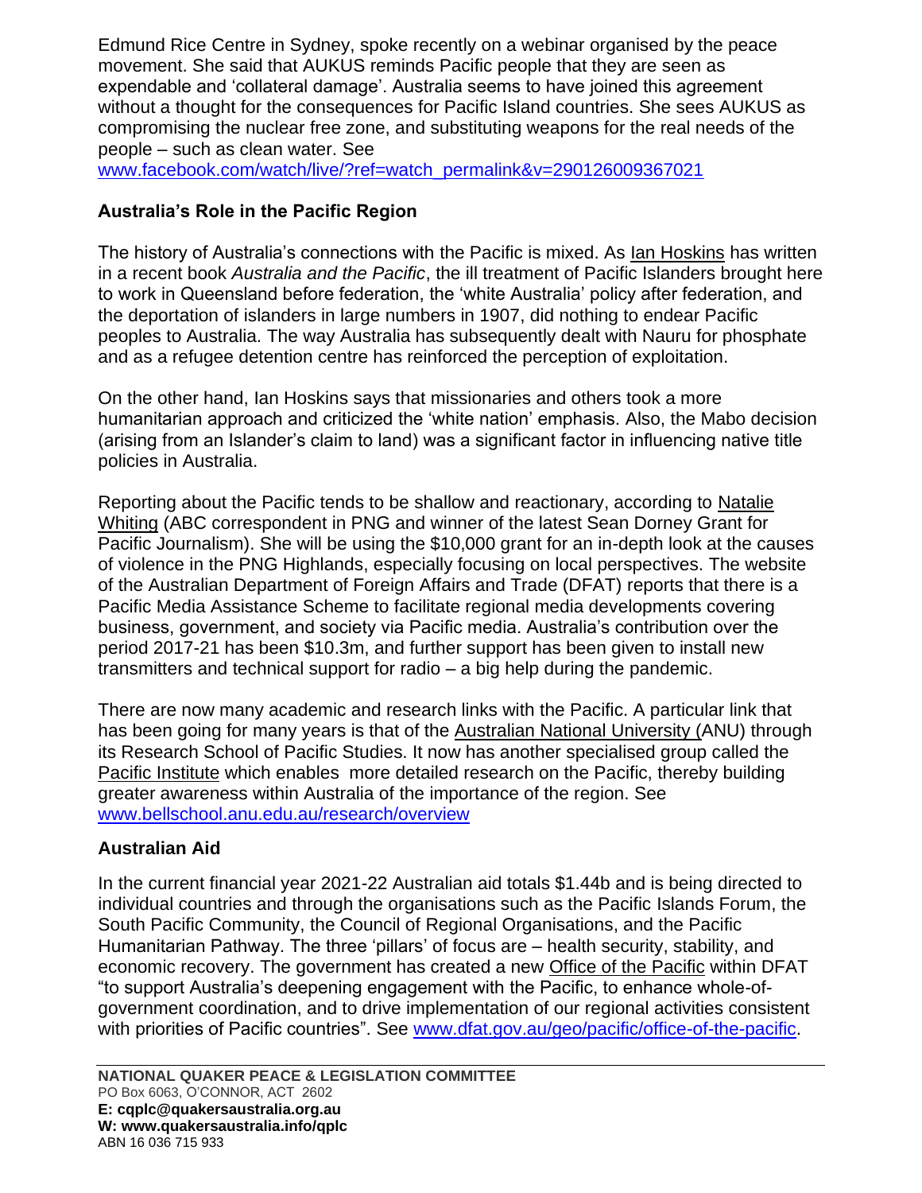Edmund Rice Centre in Sydney, spoke recently on a webinar organised by the peace movement. She said that AUKUS reminds Pacific people that they are seen as expendable and 'collateral damage'. Australia seems to have joined this agreement without a thought for the consequences for Pacific Island countries. She sees AUKUS as compromising the nuclear free zone, and substituting weapons for the real needs of the people – such as clean water. See www.facebook.com/watch/live/?ref=watch_permalink&v=290126009367021

### Australia's Role in the Pacific Region

The history of Australia's connections with the Pacific is mixed. As Ian Hoskins has written in a recent book *Australia and the Pacific*, the ill treatment of Pacific Islanders brought here to work in Queensland before federation, the 'white Australia' policy after federation, and the deportation of islanders in large numbers in 1907, did nothing to endear Pacific peoples to Australia. The way Australia has subsequently dealt with Nauru for phosphate and as a refugee detention centre has reinforced the perception of exploitation.

On the other hand, Ian Hoskins says that missionaries and others took a more humanitarian approach and criticized the 'white nation' emphasis. Also, the Mabo decision (arising from an Islander's claim to land) was a significant factor in influencing native title policies in Australia.

Reporting about the Pacific tends to be shallow and reactionary, according to Natalie Whiting (ABC correspondent in PNG and winner of the latest Sean Dorney Grant for Pacific Journalism). She will be using the $10,000 grant for an in-depth look at the causes of violence in the PNG Highlands, especially focusing on local perspectives. The website of the Australian Department of Foreign Affairs and Trade (DFAT) reports that there is a Pacific Media Assistance Scheme to facilitate regional media developments covering business, government, and society via Pacific media. Australia's contribution over the period 2017-21 has been $10.3m, and further support has been given to install new transmitters and technical support for radio – a big help during the pandemic.

There are now many academic and research links with the Pacific. A particular link that has been going for many years is that of the Australian National University (ANU) through its Research School of Pacific Studies. It now has another specialised group called the Pacific Institute which enables more detailed research on the Pacific, thereby building greater awareness within Australia of the importance of the region. See www.bellschool.anu.edu.au/research/overview

### Australian Aid

In the current financial year 2021-22 Australian aid totals $1.44b and is being directed to individual countries and through the organisations such as the Pacific Islands Forum, the South Pacific Community, the Council of Regional Organisations, and the Pacific Humanitarian Pathway. The three 'pillars' of focus are – health security, stability, and economic recovery. The government has created a new Office of the Pacific within DFAT "to support Australia's deepening engagement with the Pacific, to enhance whole-of-government coordination, and to drive implementation of our regional activities consistent with priorities of Pacific countries". See www.dfat.gov.au/geo/pacific/office-of-the-pacific.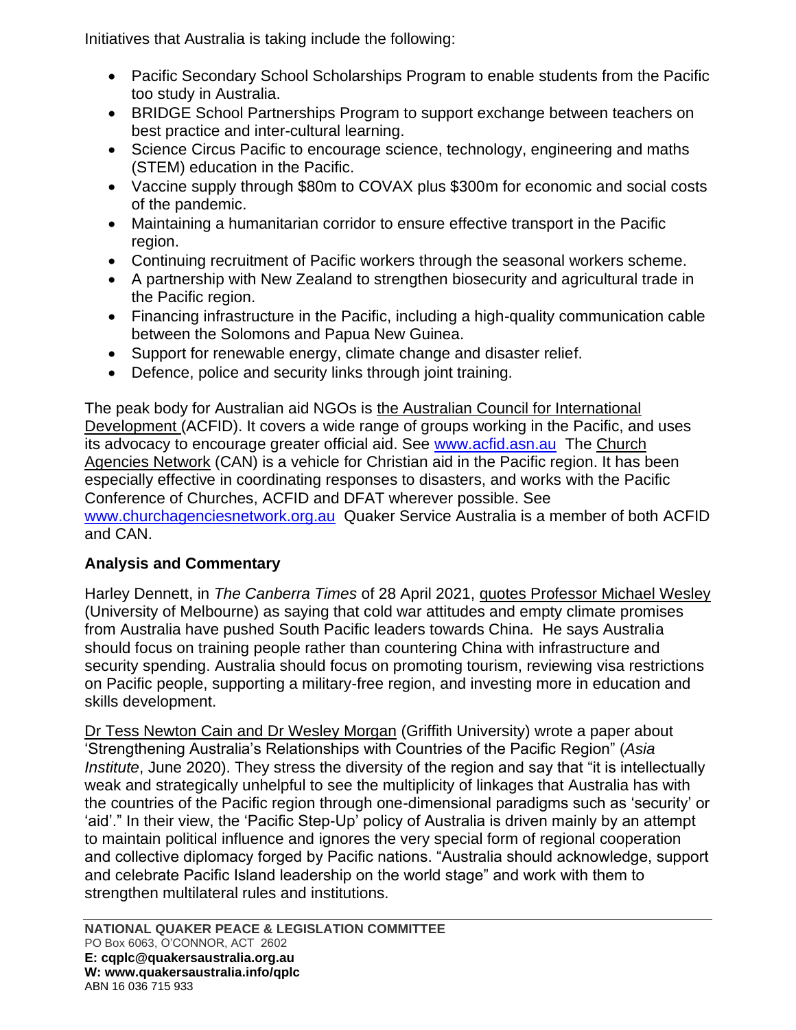Initiatives that Australia is taking include the following:

- Pacific Secondary School Scholarships Program to enable students from the Pacific too study in Australia.
- BRIDGE School Partnerships Program to support exchange between teachers on best practice and inter-cultural learning.
- Science Circus Pacific to encourage science, technology, engineering and maths (STEM) education in the Pacific.
- Vaccine supply through $80m to COVAX plus $300m for economic and social costs of the pandemic.
- Maintaining a humanitarian corridor to ensure effective transport in the Pacific region.
- Continuing recruitment of Pacific workers through the seasonal workers scheme.
- A partnership with New Zealand to strengthen biosecurity and agricultural trade in the Pacific region.
- Financing infrastructure in the Pacific, including a high-quality communication cable between the Solomons and Papua New Guinea.
- Support for renewable energy, climate change and disaster relief.
- Defence, police and security links through joint training.

The peak body for Australian aid NGOs is the Australian Council for International Development (ACFID). It covers a wide range of groups working in the Pacific, and uses its advocacy to encourage greater official aid. See www.acfid.asn.au The Church Agencies Network (CAN) is a vehicle for Christian aid in the Pacific region. It has been especially effective in coordinating responses to disasters, and works with the Pacific Conference of Churches, ACFID and DFAT wherever possible. See www.churchagenciesnetwork.org.au Quaker Service Australia is a member of both ACFID and CAN.

**Analysis and Commentary**

Harley Dennett, in *The Canberra Times* of 28 April 2021, quotes Professor Michael Wesley (University of Melbourne) as saying that cold war attitudes and empty climate promises from Australia have pushed South Pacific leaders towards China. He says Australia should focus on training people rather than countering China with infrastructure and security spending. Australia should focus on promoting tourism, reviewing visa restrictions on Pacific people, supporting a military-free region, and investing more in education and skills development.

Dr Tess Newton Cain and Dr Wesley Morgan (Griffith University) wrote a paper about 'Strengthening Australia's Relationships with Countries of the Pacific Region" (*Asia Institute*, June 2020). They stress the diversity of the region and say that "it is intellectually weak and strategically unhelpful to see the multiplicity of linkages that Australia has with the countries of the Pacific region through one-dimensional paradigms such as 'security' or 'aid'." In their view, the 'Pacific Step-Up' policy of Australia is driven mainly by an attempt to maintain political influence and ignores the very special form of regional cooperation and collective diplomacy forged by Pacific nations. "Australia should acknowledge, support and celebrate Pacific Island leadership on the world stage" and work with them to strengthen multilateral rules and institutions.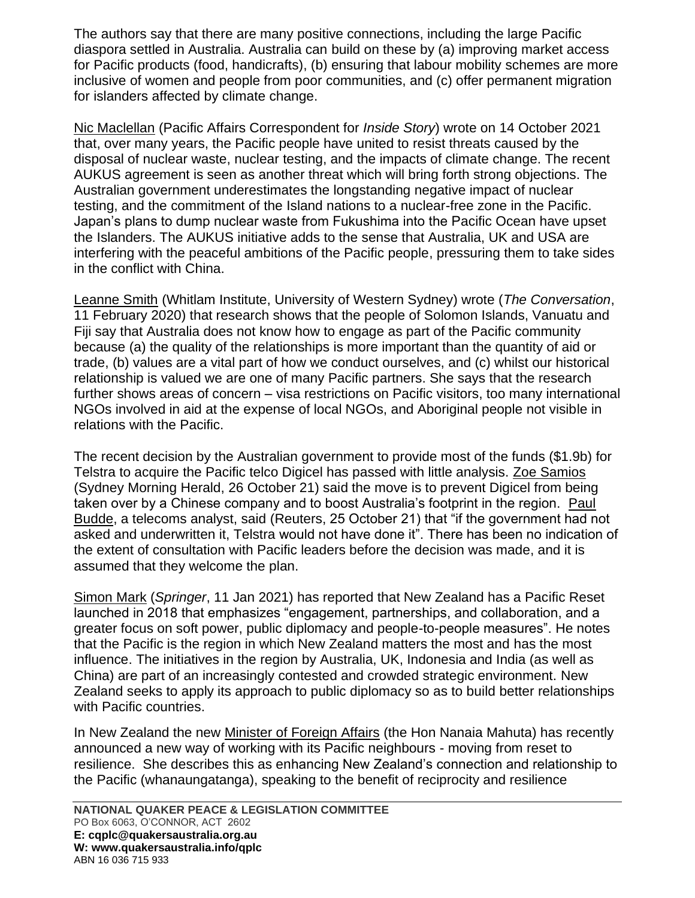The authors say that there are many positive connections, including the large Pacific diaspora settled in Australia. Australia can build on these by (a) improving market access for Pacific products (food, handicrafts), (b) ensuring that labour mobility schemes are more inclusive of women and people from poor communities, and (c) offer permanent migration for islanders affected by climate change.

Nic Maclellan (Pacific Affairs Correspondent for *Inside Story*) wrote on 14 October 2021 that, over many years, the Pacific people have united to resist threats caused by the disposal of nuclear waste, nuclear testing, and the impacts of climate change. The recent AUKUS agreement is seen as another threat which will bring forth strong objections. The Australian government underestimates the longstanding negative impact of nuclear testing, and the commitment of the Island nations to a nuclear-free zone in the Pacific. Japan's plans to dump nuclear waste from Fukushima into the Pacific Ocean have upset the Islanders. The AUKUS initiative adds to the sense that Australia, UK and USA are interfering with the peaceful ambitions of the Pacific people, pressuring them to take sides in the conflict with China.

Leanne Smith (Whitlam Institute, University of Western Sydney) wrote (*The Conversation*, 11 February 2020) that research shows that the people of Solomon Islands, Vanuatu and Fiji say that Australia does not know how to engage as part of the Pacific community because (a) the quality of the relationships is more important than the quantity of aid or trade, (b) values are a vital part of how we conduct ourselves, and (c) whilst our historical relationship is valued we are one of many Pacific partners. She says that the research further shows areas of concern – visa restrictions on Pacific visitors, too many international NGOs involved in aid at the expense of local NGOs, and Aboriginal people not visible in relations with the Pacific.

The recent decision by the Australian government to provide most of the funds ($1.9b) for Telstra to acquire the Pacific telco Digicel has passed with little analysis. Zoe Samios (Sydney Morning Herald, 26 October 21) said the move is to prevent Digicel from being taken over by a Chinese company and to boost Australia's footprint in the region. Paul Budde, a telecoms analyst, said (Reuters, 25 October 21) that "if the government had not asked and underwritten it, Telstra would not have done it". There has been no indication of the extent of consultation with Pacific leaders before the decision was made, and it is assumed that they welcome the plan.

Simon Mark (*Springer*, 11 Jan 2021) has reported that New Zealand has a Pacific Reset launched in 2018 that emphasizes "engagement, partnerships, and collaboration, and a greater focus on soft power, public diplomacy and people-to-people measures". He notes that the Pacific is the region in which New Zealand matters the most and has the most influence. The initiatives in the region by Australia, UK, Indonesia and India (as well as China) are part of an increasingly contested and crowded strategic environment. New Zealand seeks to apply its approach to public diplomacy so as to build better relationships with Pacific countries.

In New Zealand the new Minister of Foreign Affairs (the Hon Nanaia Mahuta) has recently announced a new way of working with its Pacific neighbours - moving from reset to resilience. She describes this as enhancing New Zealand's connection and relationship to the Pacific (whanaungatanga), speaking to the benefit of reciprocity and resilience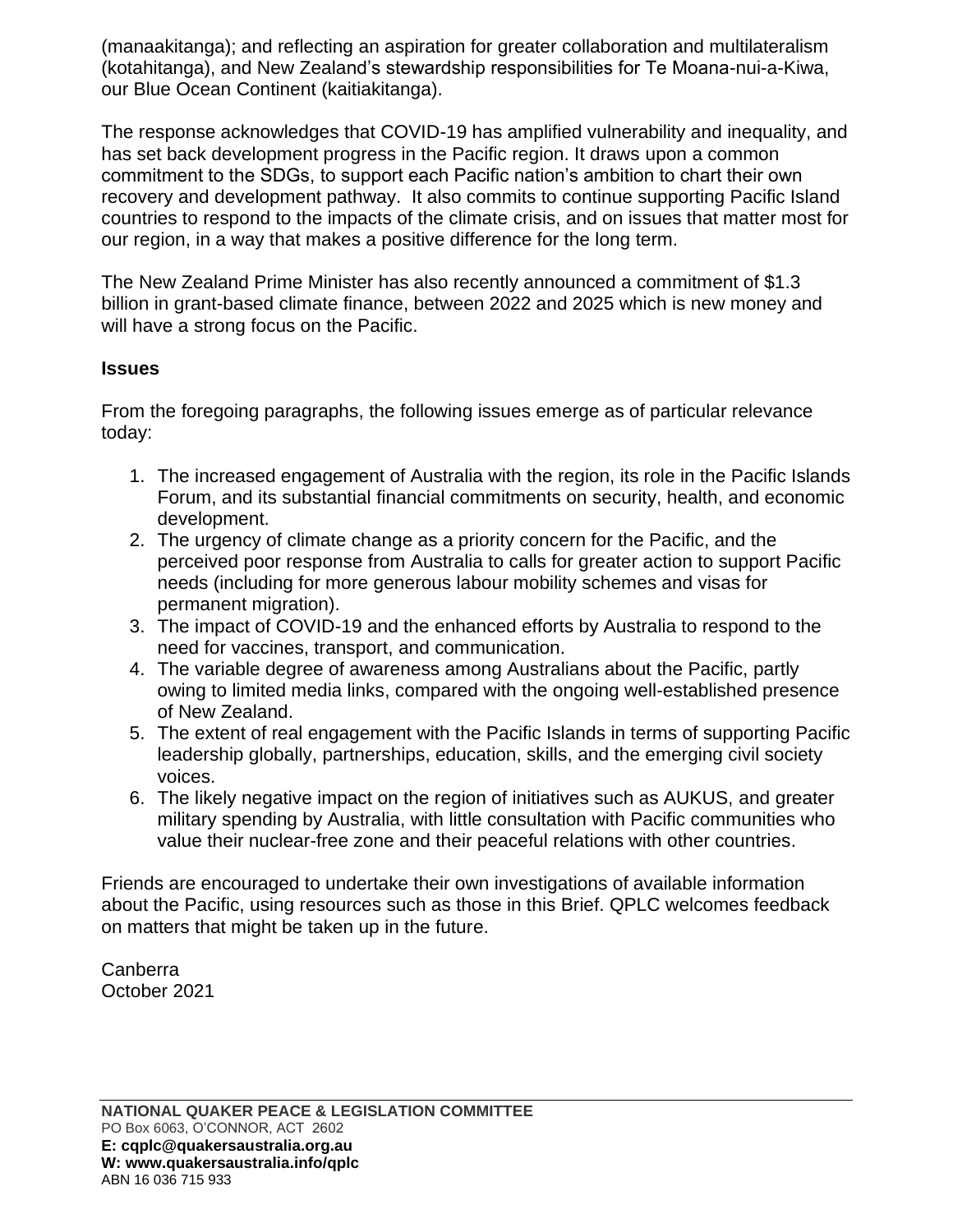(manaakitanga); and reflecting an aspiration for greater collaboration and multilateralism (kotahitanga), and New Zealand's stewardship responsibilities for Te Moana-nui-a-Kiwa, our Blue Ocean Continent (kaitiakitanga).

The response acknowledges that COVID-19 has amplified vulnerability and inequality, and has set back development progress in the Pacific region. It draws upon a common commitment to the SDGs, to support each Pacific nation's ambition to chart their own recovery and development pathway. It also commits to continue supporting Pacific Island countries to respond to the impacts of the climate crisis, and on issues that matter most for our region, in a way that makes a positive difference for the long term.

The New Zealand Prime Minister has also recently announced a commitment of $1.3 billion in grant-based climate finance, between 2022 and 2025 which is new money and will have a strong focus on the Pacific.

**Issues**

From the foregoing paragraphs, the following issues emerge as of particular relevance today:

1. The increased engagement of Australia with the region, its role in the Pacific Islands Forum, and its substantial financial commitments on security, health, and economic development.
2. The urgency of climate change as a priority concern for the Pacific, and the perceived poor response from Australia to calls for greater action to support Pacific needs (including for more generous labour mobility schemes and visas for permanent migration).
3. The impact of COVID-19 and the enhanced efforts by Australia to respond to the need for vaccines, transport, and communication.
4. The variable degree of awareness among Australians about the Pacific, partly owing to limited media links, compared with the ongoing well-established presence of New Zealand.
5. The extent of real engagement with the Pacific Islands in terms of supporting Pacific leadership globally, partnerships, education, skills, and the emerging civil society voices.
6. The likely negative impact on the region of initiatives such as AUKUS, and greater military spending by Australia, with little consultation with Pacific communities who value their nuclear-free zone and their peaceful relations with other countries.

Friends are encouraged to undertake their own investigations of available information about the Pacific, using resources such as those in this Brief. QPLC welcomes feedback on matters that might be taken up in the future.

Canberra
October 2021

**NATIONAL QUAKER PEACE & LEGISLATION COMMITTEE**
PO Box 6063, O'CONNOR, ACT 2602
**E: cqplc@quakersaustralia.org.au**
**W: www.quakersaustralia.info/qplc**
ABN 16 036 715 933